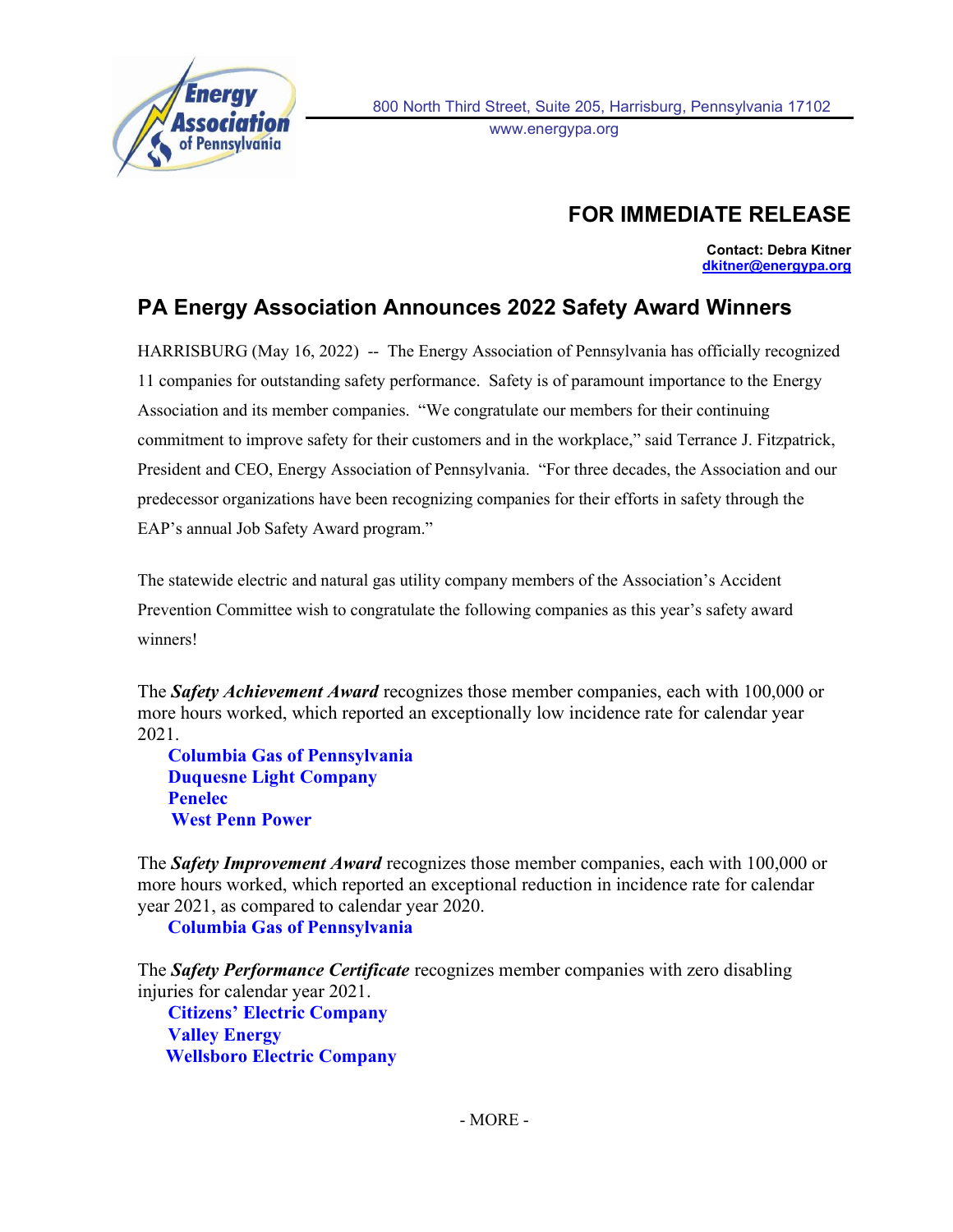Energy Association of Pennsylvania

800 North Third Street, Suite 205, Harrisburg, Pennsylvania 17102
www.energypa.org

**FOR IMMEDIATE RELEASE**

**Contact: Debra Kitner**
**dkitner@energypa.org**

## PA Energy Association Announces 2022 Safety Award Winners

HARRISBURG (May 16, 2022) -- The Energy Association of Pennsylvania has officially recognized 11 companies for outstanding safety performance. Safety is of paramount importance to the Energy Association and its member companies. "We congratulate our members for their continuing commitment to improve safety for their customers and in the workplace," said Terrance J. Fitzpatrick, President and CEO, Energy Association of Pennsylvania. "For three decades, the Association and our predecessor organizations have been recognizing companies for their efforts in safety through the EAP's annual Job Safety Award program."

The statewide electric and natural gas utility company members of the Association's Accident Prevention Committee wish to congratulate the following companies as this year's safety award winners!

The ***Safety Achievement Award*** recognizes those member companies, each with 100,000 or more hours worked, which reported an exceptionally low incidence rate for calendar year 2021.

- **Columbia Gas of Pennsylvania**
- **Duquesne Light Company**
- **Penelec**
- **West Penn Power**

The ***Safety Improvement Award*** recognizes those member companies, each with 100,000 or more hours worked, which reported an exceptional reduction in incidence rate for calendar year 2021, as compared to calendar year 2020.

- **Columbia Gas of Pennsylvania**

The ***Safety Performance Certificate*** recognizes member companies with zero disabling injuries for calendar year 2021.

- **Citizens' Electric Company**
- **Valley Energy**
- **Wellsboro Electric Company**

- MORE -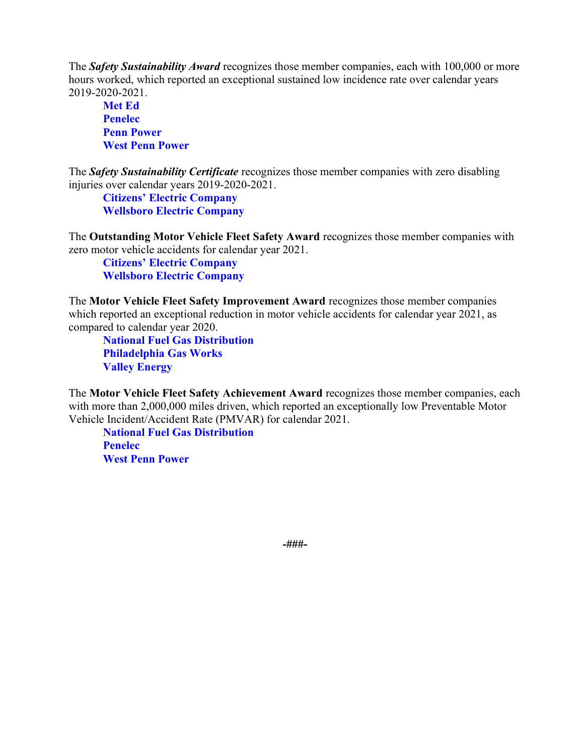The ***Safety Sustainability Award*** recognizes those member companies, each with 100,000 or more hours worked, which reported an exceptional sustained low incidence rate over calendar years 2019-2020-2021.

**Met Ed**
**Penelec**
**Penn Power**
**West Penn Power**

The ***Safety Sustainability Certificate*** recognizes those member companies with zero disabling injuries over calendar years 2019-2020-2021.

**Citizens' Electric Company**
**Wellsboro Electric Company**

The **Outstanding Motor Vehicle Fleet Safety Award** recognizes those member companies with zero motor vehicle accidents for calendar year 2021.

**Citizens' Electric Company**
**Wellsboro Electric Company**

The **Motor Vehicle Fleet Safety Improvement Award** recognizes those member companies which reported an exceptional reduction in motor vehicle accidents for calendar year 2021, as compared to calendar year 2020.

**National Fuel Gas Distribution**
**Philadelphia Gas Works**
**Valley Energy**

The **Motor Vehicle Fleet Safety Achievement Award** recognizes those member companies, each with more than 2,000,000 miles driven, which reported an exceptionally low Preventable Motor Vehicle Incident/Accident Rate (PMVAR) for calendar 2021.

**National Fuel Gas Distribution**
**Penelec**
**West Penn Power**

-###-